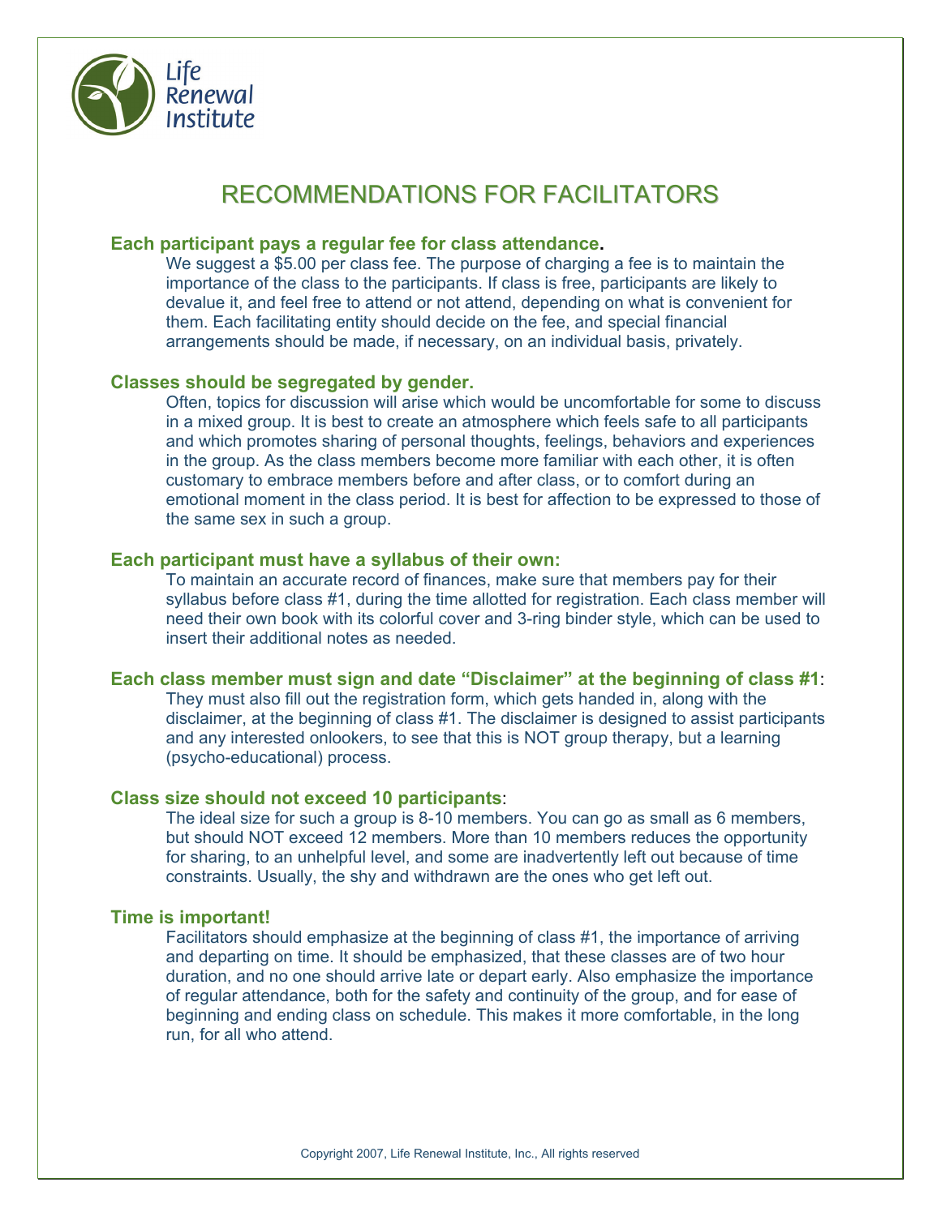Life Renewal Institute

# RECOMMENDATIONS FOR FACILITATORS

**Each participant pays a regular fee for class attendance.**

We suggest a $5.00 per class fee. The purpose of charging a fee is to maintain the importance of the class to the participants. If class is free, participants are likely to devalue it, and feel free to attend or not attend, depending on what is convenient for them. Each facilitating entity should decide on the fee, and special financial arrangements should be made, if necessary, on an individual basis, privately.

**Classes should be segregated by gender.**

Often, topics for discussion will arise which would be uncomfortable for some to discuss in a mixed group. It is best to create an atmosphere which feels safe to all participants and which promotes sharing of personal thoughts, feelings, behaviors and experiences in the group. As the class members become more familiar with each other, it is often customary to embrace members before and after class, or to comfort during an emotional moment in the class period. It is best for affection to be expressed to those of the same sex in such a group.

**Each participant must have a syllabus of their own:**

To maintain an accurate record of finances, make sure that members pay for their syllabus before class #1, during the time allotted for registration. Each class member will need their own book with its colorful cover and 3-ring binder style, which can be used to insert their additional notes as needed.

**Each class member must sign and date "Disclaimer" at the beginning of class #1:**

They must also fill out the registration form, which gets handed in, along with the disclaimer, at the beginning of class #1. The disclaimer is designed to assist participants and any interested onlookers, to see that this is NOT group therapy, but a learning (psycho-educational) process.

**Class size should not exceed 10 participants:**

The ideal size for such a group is 8-10 members. You can go as small as 6 members, but should NOT exceed 12 members. More than 10 members reduces the opportunity for sharing, to an unhelpful level, and some are inadvertently left out because of time constraints. Usually, the shy and withdrawn are the ones who get left out.

**Time is important!**

Facilitators should emphasize at the beginning of class #1, the importance of arriving and departing on time. It should be emphasized, that these classes are of two hour duration, and no one should arrive late or depart early. Also emphasize the importance of regular attendance, both for the safety and continuity of the group, and for ease of beginning and ending class on schedule. This makes it more comfortable, in the long run, for all who attend.

Copyright 2007, Life Renewal Institute, Inc., All rights reserved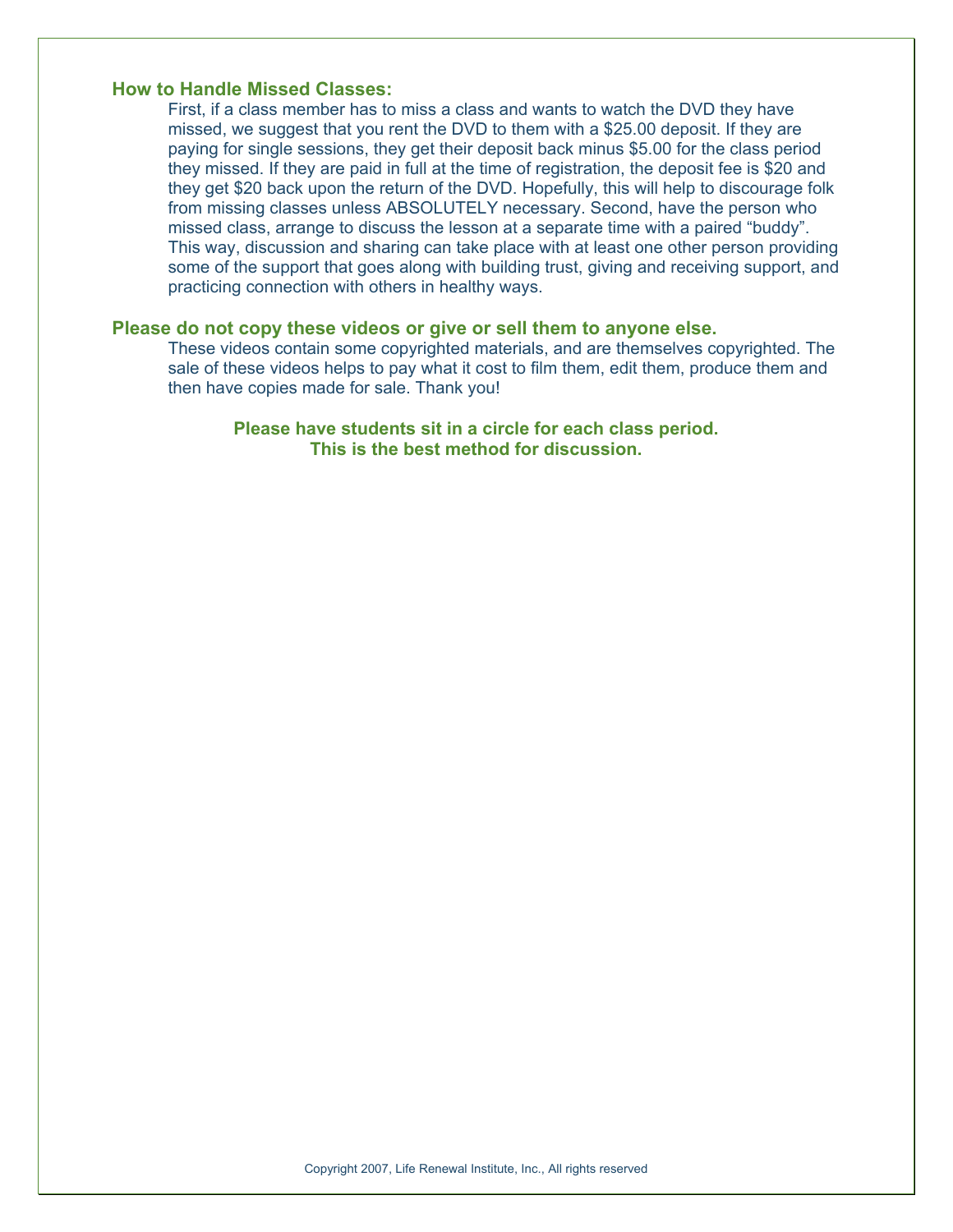## How to Handle Missed Classes:

First, if a class member has to miss a class and wants to watch the DVD they have missed, we suggest that you rent the DVD to them with a $25.00 deposit. If they are paying for single sessions, they get their deposit back minus $5.00 for the class period they missed. If they are paid in full at the time of registration, the deposit fee is $20 and they get $20 back upon the return of the DVD. Hopefully, this will help to discourage folk from missing classes unless ABSOLUTELY necessary. Second, have the person who missed class, arrange to discuss the lesson at a separate time with a paired "buddy". This way, discussion and sharing can take place with at least one other person providing some of the support that goes along with building trust, giving and receiving support, and practicing connection with others in healthy ways.

## Please do not copy these videos or give or sell them to anyone else.

These videos contain some copyrighted materials, and are themselves copyrighted. The sale of these videos helps to pay what it cost to film them, edit them, produce them and then have copies made for sale. Thank you!

**Please have students sit in a circle for each class period.**
**This is the best method for discussion.**

Copyright 2007, Life Renewal Institute, Inc., All rights reserved